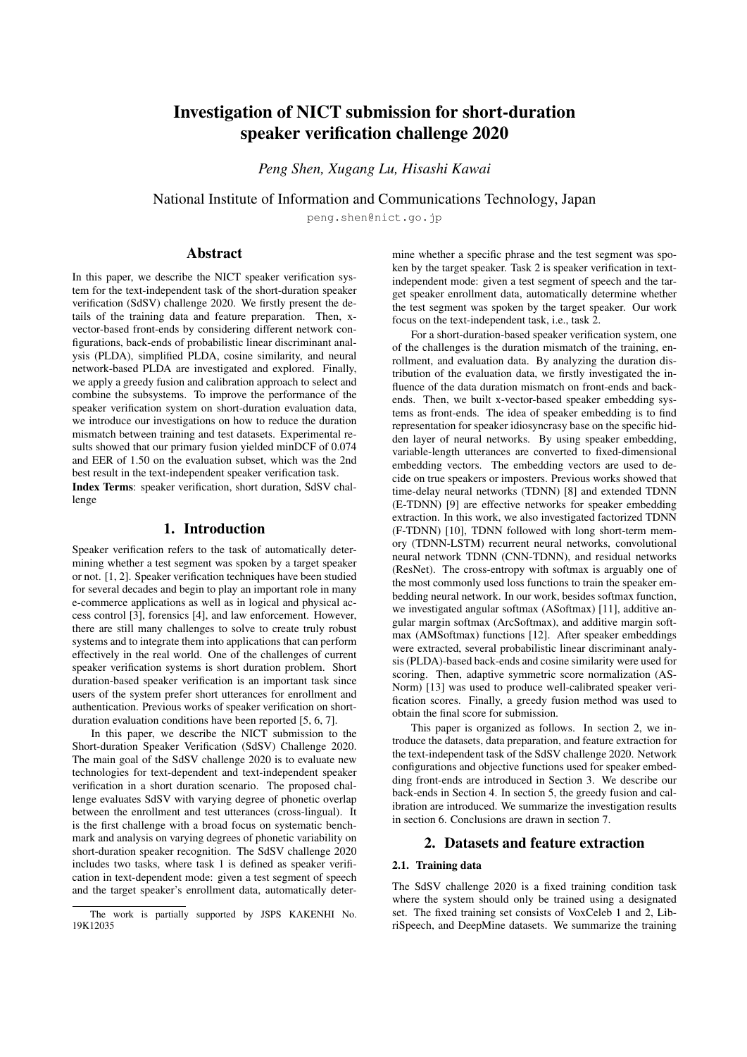# Investigation of NICT submission for short-duration speaker verification challenge 2020

*Peng Shen, Xugang Lu, Hisashi Kawai*

National Institute of Information and Communications Technology, Japan

peng.shen@nict.go.jp

## Abstract

In this paper, we describe the NICT speaker verification system for the text-independent task of the short-duration speaker verification (SdSV) challenge 2020. We firstly present the details of the training data and feature preparation. Then, x-vector-based front-ends by considering different network configurations, back-ends of probabilistic linear discriminant analysis (PLDA), simplified PLDA, cosine similarity, and neural network-based PLDA are investigated and explored. Finally, we apply a greedy fusion and calibration approach to select and combine the subsystems. To improve the performance of the speaker verification system on short-duration evaluation data, we introduce our investigations on how to reduce the duration mismatch between training and test datasets. Experimental results showed that our primary fusion yielded minDCF of 0.074 and EER of 1.50 on the evaluation subset, which was the 2nd best result in the text-independent speaker verification task.

**Index Terms**: speaker verification, short duration, SdSV challenge

## 1. Introduction

Speaker verification refers to the task of automatically determining whether a test segment was spoken by a target speaker or not. [1, 2]. Speaker verification techniques have been studied for several decades and begin to play an important role in many e-commerce applications as well as in logical and physical access control [3], forensics [4], and law enforcement. However, there are still many challenges to solve to create truly robust systems and to integrate them into applications that can perform effectively in the real world. One of the challenges of current speaker verification systems is short duration problem. Short duration-based speaker verification is an important task since users of the system prefer short utterances for enrollment and authentication. Previous works of speaker verification on short-duration evaluation conditions have been reported [5, 6, 7].

In this paper, we describe the NICT submission to the Short-duration Speaker Verification (SdSV) Challenge 2020. The main goal of the SdSV challenge 2020 is to evaluate new technologies for text-dependent and text-independent speaker verification in a short duration scenario. The proposed challenge evaluates SdSV with varying degree of phonetic overlap between the enrollment and test utterances (cross-lingual). It is the first challenge with a broad focus on systematic benchmark and analysis on varying degrees of phonetic variability on short-duration speaker recognition. The SdSV challenge 2020 includes two tasks, where task 1 is defined as speaker verification in text-dependent mode: given a test segment of speech and the target speaker's enrollment data, automatically determine whether a specific phrase and the test segment was spoken by the target speaker. Task 2 is speaker verification in text-independent mode: given a test segment of speech and the target speaker enrollment data, automatically determine whether the test segment was spoken by the target speaker. Our work focus on the text-independent task, i.e., task 2.

For a short-duration-based speaker verification system, one of the challenges is the duration mismatch of the training, enrollment, and evaluation data. By analyzing the duration distribution of the evaluation data, we firstly investigated the influence of the data duration mismatch on front-ends and back-ends. Then, we built x-vector-based speaker embedding systems as front-ends. The idea of speaker embedding is to find representation for speaker idiosyncrasy base on the specific hidden layer of neural networks. By using speaker embedding, variable-length utterances are converted to fixed-dimensional embedding vectors. The embedding vectors are used to decide on true speakers or imposters. Previous works showed that time-delay neural networks (TDNN) [8] and extended TDNN (E-TDNN) [9] are effective networks for speaker embedding extraction. In this work, we also investigated factorized TDNN (F-TDNN) [10], TDNN followed with long short-term memory (TDNN-LSTM) recurrent neural networks, convolutional neural network TDNN (CNN-TDNN), and residual networks (ResNet). The cross-entropy with softmax is arguably one of the most commonly used loss functions to train the speaker embedding neural network. In our work, besides softmax function, we investigated angular softmax (ASoftmax) [11], additive angular margin softmax (ArcSoftmax), and additive margin softmax (AMSoftmax) functions [12]. After speaker embeddings were extracted, several probabilistic linear discriminant analysis (PLDA)-based back-ends and cosine similarity were used for scoring. Then, adaptive symmetric score normalization (AS-Norm) [13] was used to produce well-calibrated speaker verification scores. Finally, a greedy fusion method was used to obtain the final score for submission.

This paper is organized as follows. In section 2, we introduce the datasets, data preparation, and feature extraction for the text-independent task of the SdSV challenge 2020. Network configurations and objective functions used for speaker embedding front-ends are introduced in Section 3. We describe our back-ends in Section 4. In section 5, the greedy fusion and calibration are introduced. We summarize the investigation results in section 6. Conclusions are drawn in section 7.

## 2. Datasets and feature extraction

### 2.1. Training data

The SdSV challenge 2020 is a fixed training condition task where the system should only be trained using a designated set. The fixed training set consists of VoxCeleb 1 and 2, LibriSpeech, and DeepMine datasets. We summarize the training

The work is partially supported by JSPS KAKENHI No. 19K12035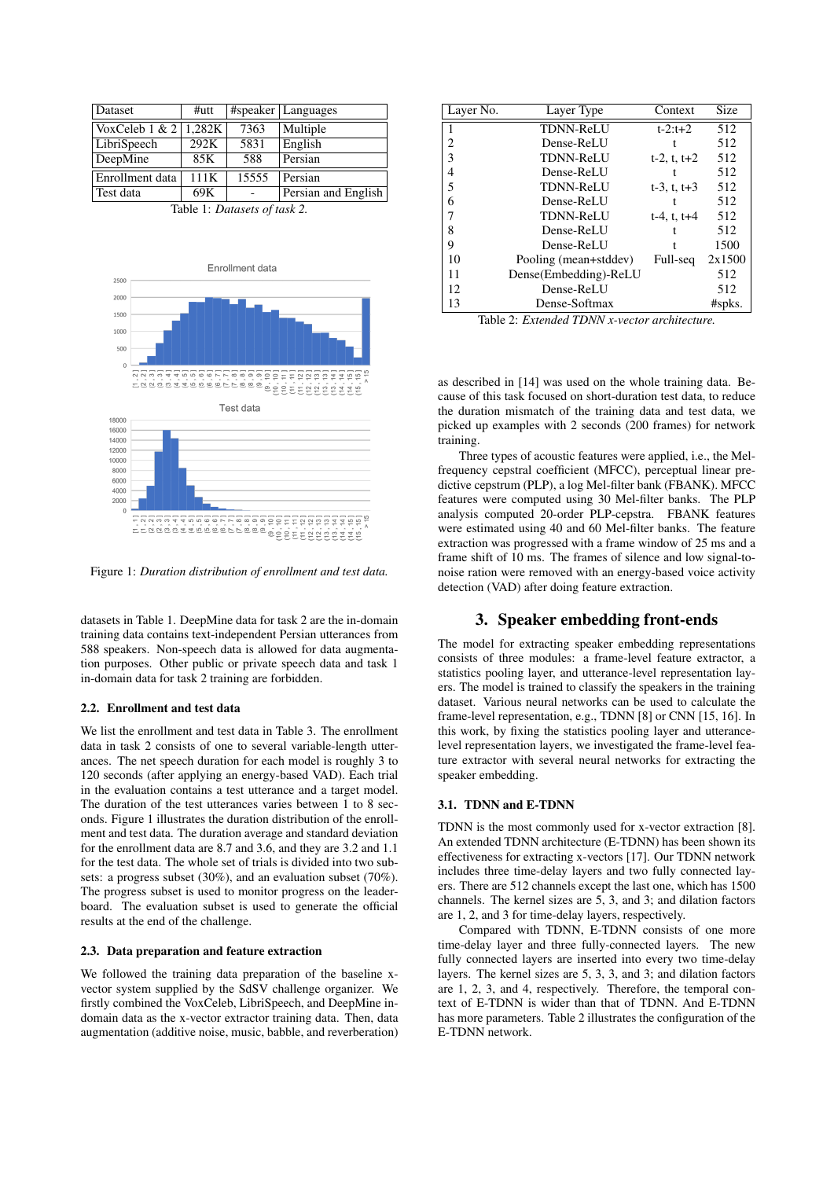| Dataset | #utt | #speaker | Languages |
|---|---|---|---|
| VoxCeleb 1 & 2 | 1,282K | 7363 | Multiple |
| LibriSpeech | 292K | 5831 | English |
| DeepMine | 85K | 588 | Persian |
| Enrollment data | 111K | 15555 | Persian |
| Test data | 69K | - | Persian and English |

Table 1: *Datasets of task 2.*

Figure 1: *Duration distribution of enrollment and test data.*

datasets in Table 1. DeepMine data for task 2 are the in-domain training data contains text-independent Persian utterances from 588 speakers. Non-speech data is allowed for data augmentation purposes. Other public or private speech data and task 1 in-domain data for task 2 training are forbidden.

### 2.2. Enrollment and test data

We list the enrollment and test data in Table 3. The enrollment data in task 2 consists of one to several variable-length utterances. The net speech duration for each model is roughly 3 to 120 seconds (after applying an energy-based VAD). Each trial in the evaluation contains a test utterance and a target model. The duration of the test utterances varies between 1 to 8 seconds. Figure 1 illustrates the duration distribution of the enrollment and test data. The duration average and standard deviation for the enrollment data are 8.7 and 3.6, and they are 3.2 and 1.1 for the test data. The whole set of trials is divided into two subsets: a progress subset (30%), and an evaluation subset (70%). The progress subset is used to monitor progress on the leaderboard. The evaluation subset is used to generate the official results at the end of the challenge.

### 2.3. Data preparation and feature extraction

We followed the training data preparation of the baseline x-vector system supplied by the SdSV challenge organizer. We firstly combined the VoxCeleb, LibriSpeech, and DeepMine in-domain data as the x-vector extractor training data. Then, data augmentation (additive noise, music, babble, and reverberation) as described in [14] was used on the whole training data. Because of this task focused on short-duration test data, to reduce the duration mismatch of the training data and test data, we picked up examples with 2 seconds (200 frames) for network training.

Three types of acoustic features were applied, i.e., the Mel-frequency cepstral coefficient (MFCC), perceptual linear predictive cepstrum (PLP), a log Mel-filter bank (FBANK). MFCC features were computed using 30 Mel-filter banks. The PLP analysis computed 20-order PLP-cepstra. FBANK features were estimated using 40 and 60 Mel-filter banks. The feature extraction was progressed with a frame window of 25 ms and a frame shift of 10 ms. The frames of silence and low signal-to-noise ration were removed with an energy-based voice activity detection (VAD) after doing feature extraction.

| Layer No. | Layer Type | Context | Size |
|---|---|---|---|
| 1 | TDNN-ReLU | t-2:t+2 | 512 |
| 2 | Dense-ReLU | t | 512 |
| 3 | TDNN-ReLU | t-2, t, t+2 | 512 |
| 4 | Dense-ReLU | t | 512 |
| 5 | TDNN-ReLU | t-3, t, t+3 | 512 |
| 6 | Dense-ReLU | t | 512 |
| 7 | TDNN-ReLU | t-4, t, t+4 | 512 |
| 8 | Dense-ReLU | t | 512 |
| 9 | Dense-ReLU | t | 1500 |
| 10 | Pooling (mean+stddev) | Full-seq | 2x1500 |
| 11 | Dense(Embedding)-ReLU | | 512 |
| 12 | Dense-ReLU | | 512 |
| 13 | Dense-Softmax | | #spks. |

Table 2: *Extended TDNN x-vector architecture.*

## 3. Speaker embedding front-ends

The model for extracting speaker embedding representations consists of three modules: a frame-level feature extractor, a statistics pooling layer, and utterance-level representation layers. The model is trained to classify the speakers in the training dataset. Various neural networks can be used to calculate the frame-level representation, e.g., TDNN [8] or CNN [15, 16]. In this work, by fixing the statistics pooling layer and utterance-level representation layers, we investigated the frame-level feature extractor with several neural networks for extracting the speaker embedding.

### 3.1. TDNN and E-TDNN

TDNN is the most commonly used for x-vector extraction [8]. An extended TDNN architecture (E-TDNN) has been shown its effectiveness for extracting x-vectors [17]. Our TDNN network includes three time-delay layers and two fully connected layers. There are 512 channels except the last one, which has 1500 channels. The kernel sizes are 5, 3, and 3; and dilation factors are 1, 2, and 3 for time-delay layers, respectively.

Compared with TDNN, E-TDNN consists of one more time-delay layer and three fully-connected layers. The new fully connected layers are inserted into every two time-delay layers. The kernel sizes are 5, 3, 3, and 3; and dilation factors are 1, 2, 3, and 4, respectively. Therefore, the temporal context of E-TDNN is wider than that of TDNN. And E-TDNN has more parameters. Table 2 illustrates the configuration of the E-TDNN network.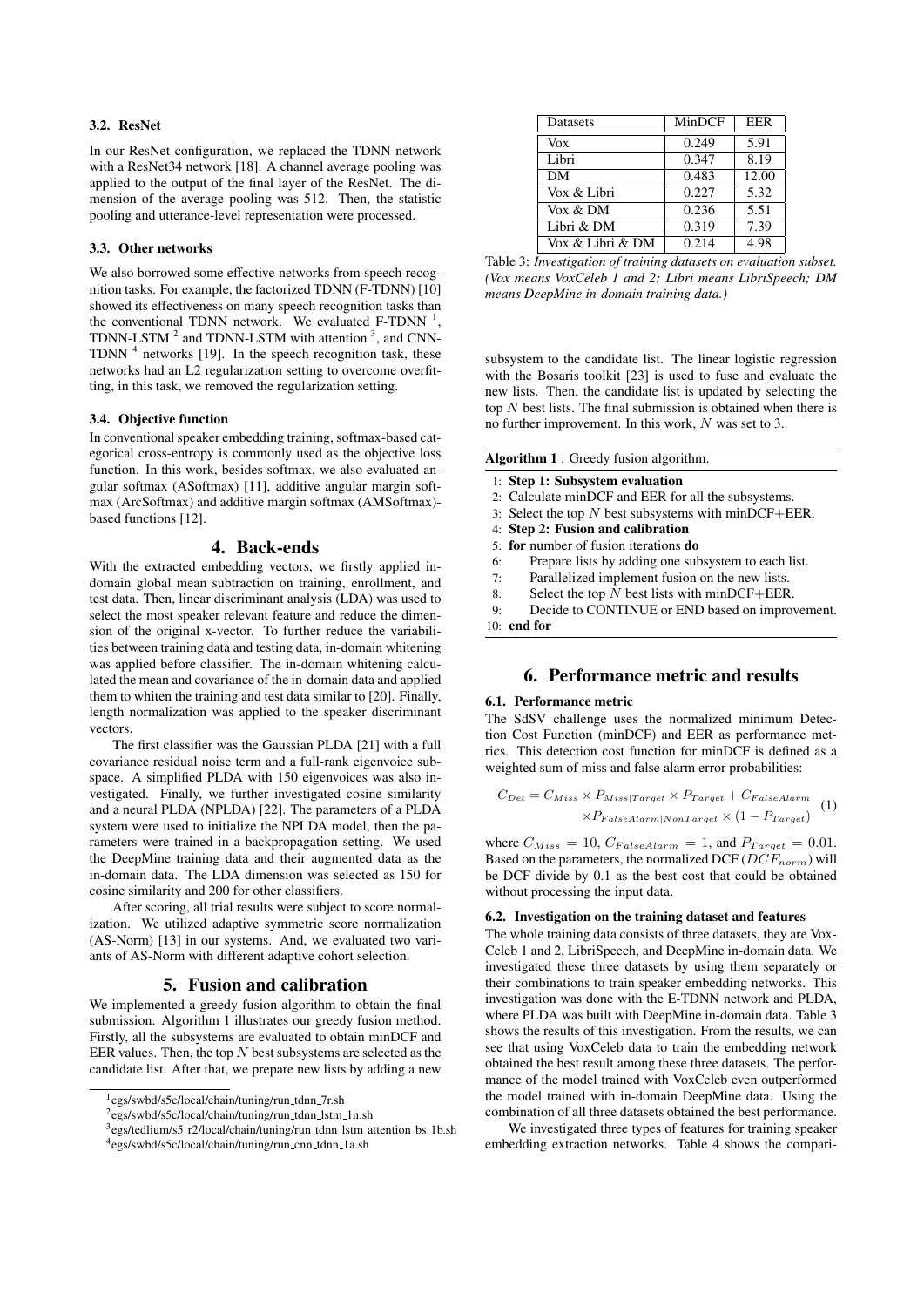### 3.2. ResNet

In our ResNet configuration, we replaced the TDNN network with a ResNet34 network [18]. A channel average pooling was applied to the output of the final layer of the ResNet. The dimension of the average pooling was 512. Then, the statistic pooling and utterance-level representation were processed.

### 3.3. Other networks

We also borrowed some effective networks from speech recognition tasks. For example, the factorized TDNN (F-TDNN) [10] showed its effectiveness on many speech recognition tasks than the conventional TDNN network. We evaluated F-TDNN [1], TDNN-LSTM [2] and TDNN-LSTM with attention [3], and CNN-TDNN [4] networks [19]. In the speech recognition task, these networks had an L2 regularization setting to overcome overfitting, in this task, we removed the regularization setting.

### 3.4. Objective function

In conventional speaker embedding training, softmax-based categorical cross-entropy is commonly used as the objective loss function. In this work, besides softmax, we also evaluated angular softmax (ASoftmax) [11], additive angular margin softmax (ArcSoftmax) and additive margin softmax (AMSoftmax)-based functions [12].

## 4. Back-ends

With the extracted embedding vectors, we firstly applied in-domain global mean subtraction on training, enrollment, and test data. Then, linear discriminant analysis (LDA) was used to select the most speaker relevant feature and reduce the dimension of the original x-vector. To further reduce the variabilities between training data and testing data, in-domain whitening was applied before classifier. The in-domain whitening calculated the mean and covariance of the in-domain data and applied them to whiten the training and test data similar to [20]. Finally, length normalization was applied to the speaker discriminant vectors.

The first classifier was the Gaussian PLDA [21] with a full covariance residual noise term and a full-rank eigenvoice subspace. A simplified PLDA with 150 eigenvoices was also investigated. Finally, we further investigated cosine similarity and a neural PLDA (NPLDA) [22]. The parameters of a PLDA system were used to initialize the NPLDA model, then the parameters were trained in a backpropagation setting. We used the DeepMine training data and their augmented data as the in-domain data. The LDA dimension was selected as 150 for cosine similarity and 200 for other classifiers.

After scoring, all trial results were subject to score normalization. We utilized adaptive symmetric score normalization (AS-Norm) [13] in our systems. And, we evaluated two variants of AS-Norm with different adaptive cohort selection.

## 5. Fusion and calibration

We implemented a greedy fusion algorithm to obtain the final submission. Algorithm 1 illustrates our greedy fusion method. Firstly, all the subsystems are evaluated to obtain minDCF and EER values. Then, the top $N$ best subsystems are selected as the candidate list. After that, we prepare new lists by adding a new subsystem to the candidate list. The linear logistic regression with the Bosaris toolkit [23] is used to fuse and evaluate the new lists. Then, the candidate list is updated by selecting the top $N$ best lists. The final submission is obtained when there is no further improvement. In this work, $N$ was set to 3.

| Datasets | MinDCF | EER |
|---|---|---|
| Vox | 0.249 | 5.91 |
| Libri | 0.347 | 8.19 |
| DM | 0.483 | 12.00 |
| Vox & Libri | 0.227 | 5.32 |
| Vox & DM | 0.236 | 5.51 |
| Libri & DM | 0.319 | 7.39 |
| Vox & Libri & DM | 0.214 | 4.98 |

Table 3: *Investigation of training datasets on evaluation subset. (Vox means VoxCeleb 1 and 2; Libri means LibriSpeech; DM means DeepMine in-domain training data.)*

**Algorithm 1** : Greedy fusion algorithm.

1: **Step 1: Subsystem evaluation**
2: Calculate minDCF and EER for all the subsystems.
3: Select the top $N$ best subsystems with minDCF+EER.
4: **Step 2: Fusion and calibration**
5: **for** number of fusion iterations **do**
6: Prepare lists by adding one subsystem to each list.
7: Parallelized implement fusion on the new lists.
8: Select the top $N$ best lists with minDCF+EER.
9: Decide to CONTINUE or END based on improvement.
10: **end for**

## 6. Performance metric and results

### 6.1. Performance metric

The SdSV challenge uses the normalized minimum Detection Cost Function (minDCF) and EER as performance metrics. This detection cost function for minDCF is defined as a weighted sum of miss and false alarm error probabilities:

$$C_{Det} = C_{Miss} \times P_{Miss|Target} \times P_{Target} + C_{FalseAlarm} \times P_{FalseAlarm|NonTarget} \times (1 - P_{Target}) \quad (1)$$

where $C_{Miss} = 10$, $C_{FalseAlarm} = 1$, and $P_{Target} = 0.01$. Based on the parameters, the normalized DCF ($DCF_{norm}$) will be DCF divide by 0.1 as the best cost that could be obtained without processing the input data.

### 6.2. Investigation on the training dataset and features

The whole training data consists of three datasets, they are VoxCeleb 1 and 2, LibriSpeech, and DeepMine in-domain data. We investigated these three datasets by using them separately or their combinations to train speaker embedding networks. This investigation was done with the E-TDNN network and PLDA, where PLDA was built with DeepMine in-domain data. Table 3 shows the results of this investigation. From the results, we can see that using VoxCeleb data to train the embedding network obtained the best result among these three datasets. The performance of the model trained with VoxCeleb even outperformed the model trained with in-domain DeepMine data. Using the combination of all three datasets obtained the best performance.

We investigated three types of features for training speaker embedding extraction networks. Table 4 shows the compari-

---

[1] egs/swbd/s5c/local/chain/tuning/run_tdnn_7r.sh
[2] egs/swbd/s5c/local/chain/tuning/run_tdnn_lstm_1n.sh
[3] egs/tedlium/s5_r2/local/chain/tuning/run_tdnn_lstm_attention_bs_1b.sh
[4] egs/swbd/s5c/local/chain/tuning/run_cnn_tdnn_1a.sh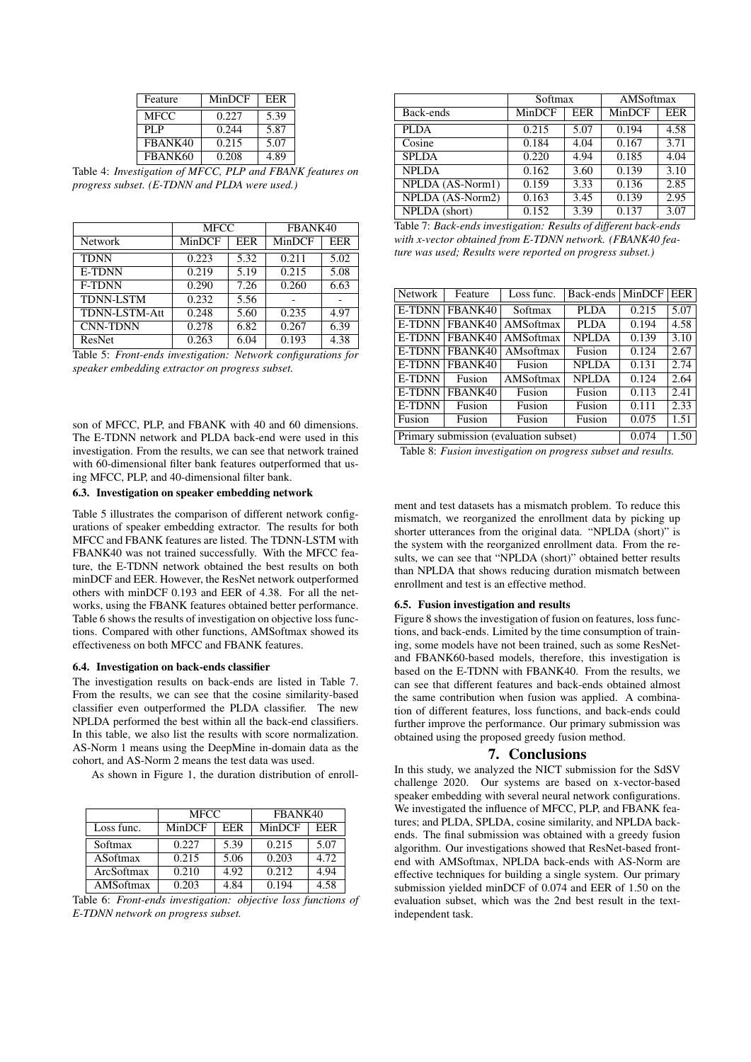| Feature | MinDCF | EER |
|---|---|---|
| MFCC | 0.227 | 5.39 |
| PLP | 0.244 | 5.87 |
| FBANK40 | 0.215 | 5.07 |
| FBANK60 | 0.208 | 4.89 |

Table 4: *Investigation of MFCC, PLP and FBANK features on progress subset. (E-TDNN and PLDA were used.)*

| | MFCC | | FBANK40 | |
|---|---|---|---|---|
| Network | MinDCF | EER | MinDCF | EER |
| TDNN | 0.223 | 5.32 | 0.211 | 5.02 |
| E-TDNN | 0.219 | 5.19 | 0.215 | 5.08 |
| F-TDNN | 0.290 | 7.26 | 0.260 | 6.63 |
| TDNN-LSTM | 0.232 | 5.56 | - | - |
| TDNN-LSTM-Att | 0.248 | 5.60 | 0.235 | 4.97 |
| CNN-TDNN | 0.278 | 6.82 | 0.267 | 6.39 |
| ResNet | 0.263 | 6.04 | 0.193 | 4.38 |

Table 5: *Front-ends investigation: Network configurations for speaker embedding extractor on progress subset.*

son of MFCC, PLP, and FBANK with 40 and 60 dimensions. The E-TDNN network and PLDA back-end were used in this investigation. From the results, we can see that network trained with 60-dimensional filter bank features outperformed that using MFCC, PLP, and 40-dimensional filter bank.

### 6.3. Investigation on speaker embedding network

Table 5 illustrates the comparison of different network configurations of speaker embedding extractor. The results for both MFCC and FBANK features are listed. The TDNN-LSTM with FBANK40 was not trained successfully. With the MFCC feature, the E-TDNN network obtained the best results on both minDCF and EER. However, the ResNet network outperformed others with minDCF 0.193 and EER of 4.38. For all the networks, using the FBANK features obtained better performance. Table 6 shows the results of investigation on objective loss functions. Compared with other functions, AMSoftmax showed its effectiveness on both MFCC and FBANK features.

### 6.4. Investigation on back-ends classifier

The investigation results on back-ends are listed in Table 7. From the results, we can see that the cosine similarity-based classifier even outperformed the PLDA classifier. The new NPLDA performed the best within all the back-end classifiers. In this table, we also list the results with score normalization. AS-Norm 1 means using the DeepMine in-domain data as the cohort, and AS-Norm 2 means the test data was used.

As shown in Figure 1, the duration distribution of enrollment and test datasets has a mismatch problem. To reduce this mismatch, we reorganized the enrollment data by picking up shorter utterances from the original data. "NPLDA (short)" is the system with the reorganized enrollment data. From the results, we can see that "NPLDA (short)" obtained better results than NPLDA that shows reducing duration mismatch between enrollment and test is an effective method.

| | MFCC | | FBANK40 | |
|---|---|---|---|---|
| Loss func. | MinDCF | EER | MinDCF | EER |
| Softmax | 0.227 | 5.39 | 0.215 | 5.07 |
| ASoftmax | 0.215 | 5.06 | 0.203 | 4.72 |
| ArcSoftmax | 0.210 | 4.92 | 0.212 | 4.94 |
| AMSoftmax | 0.203 | 4.84 | 0.194 | 4.58 |

Table 6: *Front-ends investigation: objective loss functions of E-TDNN network on progress subset.*

| | Softmax | | AMSoftmax | |
|---|---|---|---|---|
| Back-ends | MinDCF | EER | MinDCF | EER |
| PLDA | 0.215 | 5.07 | 0.194 | 4.58 |
| Cosine | 0.184 | 4.04 | 0.167 | 3.71 |
| SPLDA | 0.220 | 4.94 | 0.185 | 4.04 |
| NPLDA | 0.162 | 3.60 | 0.139 | 3.10 |
| NPLDA (AS-Norm1) | 0.159 | 3.33 | 0.136 | 2.85 |
| NPLDA (AS-Norm2) | 0.163 | 3.45 | 0.139 | 2.95 |
| NPLDA (short) | 0.152 | 3.39 | 0.137 | 3.07 |

Table 7: *Back-ends investigation: Results of different back-ends with x-vector obtained from E-TDNN network. (FBANK40 feature was used; Results were reported on progress subset.)*

| Network | Feature | Loss func. | Back-ends | MinDCF | EER |
|---|---|---|---|---|---|
| E-TDNN | FBANK40 | Softmax | PLDA | 0.215 | 5.07 |
| E-TDNN | FBANK40 | AMSoftmax | PLDA | 0.194 | 4.58 |
| E-TDNN | FBANK40 | AMSoftmax | NPLDA | 0.139 | 3.10 |
| E-TDNN | FBANK40 | AMsoftmax | Fusion | 0.124 | 2.67 |
| E-TDNN | FBANK40 | Fusion | NPLDA | 0.131 | 2.74 |
| E-TDNN | Fusion | AMSoftmax | NPLDA | 0.124 | 2.64 |
| E-TDNN | FBANK40 | Fusion | Fusion | 0.113 | 2.41 |
| E-TDNN | Fusion | Fusion | Fusion | 0.111 | 2.33 |
| Fusion | Fusion | Fusion | Fusion | 0.075 | 1.51 |
| Primary submission (evaluation subset) | | | | 0.074 | 1.50 |

Table 8: *Fusion investigation on progress subset and results.*

### 6.5. Fusion investigation and results

Figure 8 shows the investigation of fusion on features, loss functions, and back-ends. Limited by the time consumption of training, some models have not been trained, such as some ResNet- and FBANK60-based models, therefore, this investigation is based on the E-TDNN with FBANK40. From the results, we can see that different features and back-ends obtained almost the same contribution when fusion was applied. A combination of different features, loss functions, and back-ends could further improve the performance. Our primary submission was obtained using the proposed greedy fusion method.

## 7. Conclusions

In this study, we analyzed the NICT submission for the SdSV challenge 2020. Our systems are based on x-vector-based speaker embedding with several neural network configurations. We investigated the influence of MFCC, PLP, and FBANK features; and PLDA, SPLDA, cosine similarity, and NPLDA back-ends. The final submission was obtained with a greedy fusion algorithm. Our investigations showed that ResNet-based front-end with AMSoftmax, NPLDA back-ends with AS-Norm are effective techniques for building a single system. Our primary submission yielded minDCF of 0.074 and EER of 1.50 on the evaluation subset, which was the 2nd best result in the text-independent task.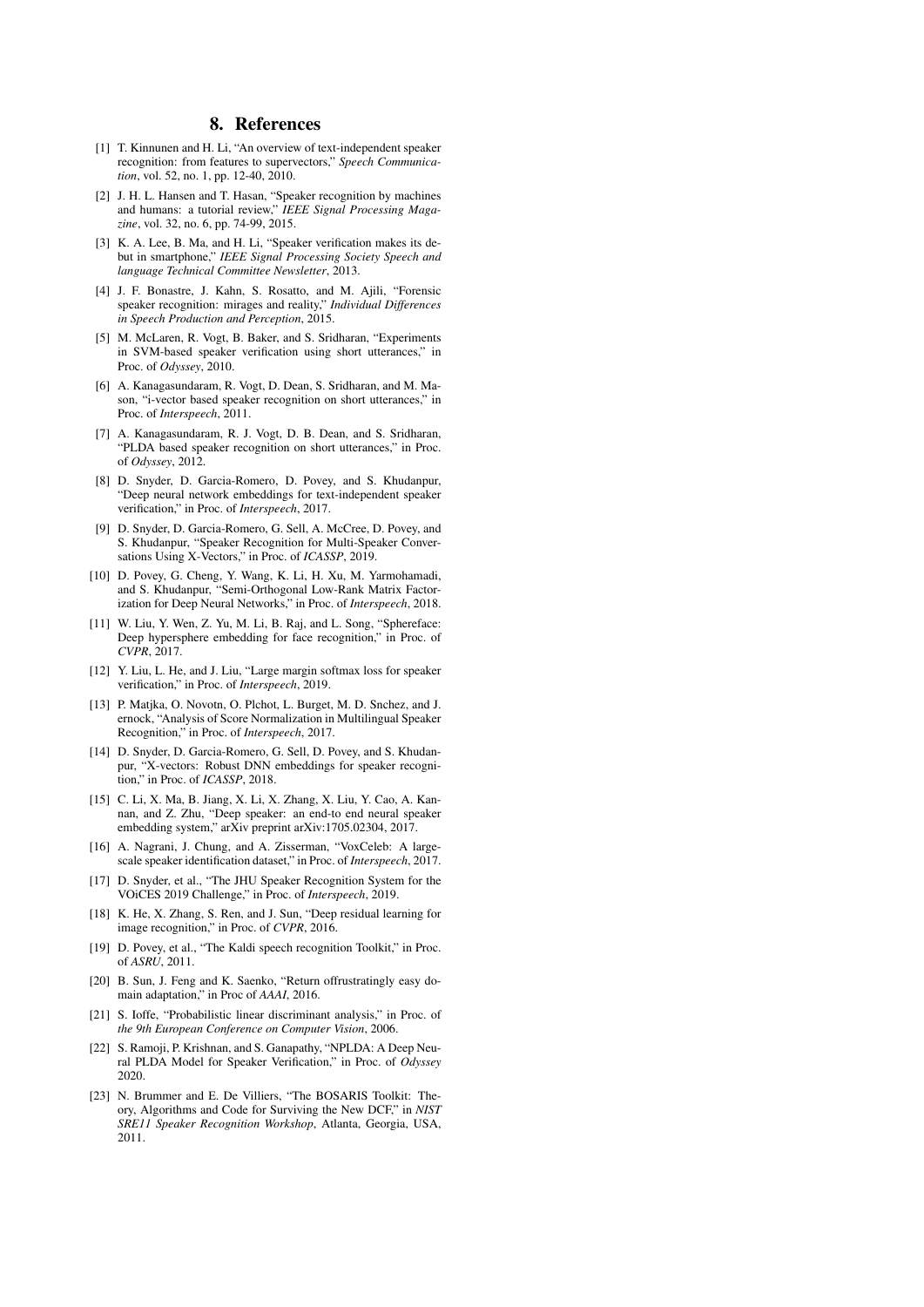## 8. References

[1] T. Kinnunen and H. Li, "An overview of text-independent speaker recognition: from features to supervectors," *Speech Communication*, vol. 52, no. 1, pp. 12-40, 2010.

[2] J. H. L. Hansen and T. Hasan, "Speaker recognition by machines and humans: a tutorial review," *IEEE Signal Processing Magazine*, vol. 32, no. 6, pp. 74-99, 2015.

[3] K. A. Lee, B. Ma, and H. Li, "Speaker verification makes its debut in smartphone," *IEEE Signal Processing Society Speech and language Technical Committee Newsletter*, 2013.

[4] J. F. Bonastre, J. Kahn, S. Rosatto, and M. Ajili, "Forensic speaker recognition: mirages and reality," *Individual Differences in Speech Production and Perception*, 2015.

[5] M. McLaren, R. Vogt, B. Baker, and S. Sridharan, "Experiments in SVM-based speaker verification using short utterances," in Proc. of *Odyssey*, 2010.

[6] A. Kanagasundaram, R. Vogt, D. Dean, S. Sridharan, and M. Mason, "i-vector based speaker recognition on short utterances," in Proc. of *Interspeech*, 2011.

[7] A. Kanagasundaram, R. J. Vogt, D. B. Dean, and S. Sridharan, "PLDA based speaker recognition on short utterances," in Proc. of *Odyssey*, 2012.

[8] D. Snyder, D. Garcia-Romero, D. Povey, and S. Khudanpur, "Deep neural network embeddings for text-independent speaker verification," in Proc. of *Interspeech*, 2017.

[9] D. Snyder, D. Garcia-Romero, G. Sell, A. McCree, D. Povey, and S. Khudanpur, "Speaker Recognition for Multi-Speaker Conversations Using X-Vectors," in Proc. of *ICASSP*, 2019.

[10] D. Povey, G. Cheng, Y. Wang, K. Li, H. Xu, M. Yarmohamadi, and S. Khudanpur, "Semi-Orthogonal Low-Rank Matrix Factorization for Deep Neural Networks," in Proc. of *Interspeech*, 2018.

[11] W. Liu, Y. Wen, Z. Yu, M. Li, B. Raj, and L. Song, "Sphereface: Deep hypersphere embedding for face recognition," in Proc. of *CVPR*, 2017.

[12] Y. Liu, L. He, and J. Liu, "Large margin softmax loss for speaker verification," in Proc. of *Interspeech*, 2019.

[13] P. Matjka, O. Novotn, O. Plchot, L. Burget, M. D. Snchez, and J. ernock, "Analysis of Score Normalization in Multilingual Speaker Recognition," in Proc. of *Interspeech*, 2017.

[14] D. Snyder, D. Garcia-Romero, G. Sell, D. Povey, and S. Khudanpur, "X-vectors: Robust DNN embeddings for speaker recognition," in Proc. of *ICASSP*, 2018.

[15] C. Li, X. Ma, B. Jiang, X. Li, X. Zhang, X. Liu, Y. Cao, A. Kannan, and Z. Zhu, "Deep speaker: an end-to end neural speaker embedding system," arXiv preprint arXiv:1705.02304, 2017.

[16] A. Nagrani, J. Chung, and A. Zisserman, "VoxCeleb: A large-scale speaker identification dataset," in Proc. of *Interspeech*, 2017.

[17] D. Snyder, et al., "The JHU Speaker Recognition System for the VOiCES 2019 Challenge," in Proc. of *Interspeech*, 2019.

[18] K. He, X. Zhang, S. Ren, and J. Sun, "Deep residual learning for image recognition," in Proc. of *CVPR*, 2016.

[19] D. Povey, et al., "The Kaldi speech recognition Toolkit," in Proc. of *ASRU*, 2011.

[20] B. Sun, J. Feng and K. Saenko, "Return offrustratingly easy domain adaptation," in Proc of *AAAI*, 2016.

[21] S. Ioffe, "Probabilistic linear discriminant analysis," in Proc. of *the 9th European Conference on Computer Vision*, 2006.

[22] S. Ramoji, P. Krishnan, and S. Ganapathy, "NPLDA: A Deep Neural PLDA Model for Speaker Verification," in Proc. of *Odyssey* 2020.

[23] N. Brummer and E. De Villiers, "The BOSARIS Toolkit: Theory, Algorithms and Code for Surviving the New DCF," in *NIST SRE11 Speaker Recognition Workshop*, Atlanta, Georgia, USA, 2011.